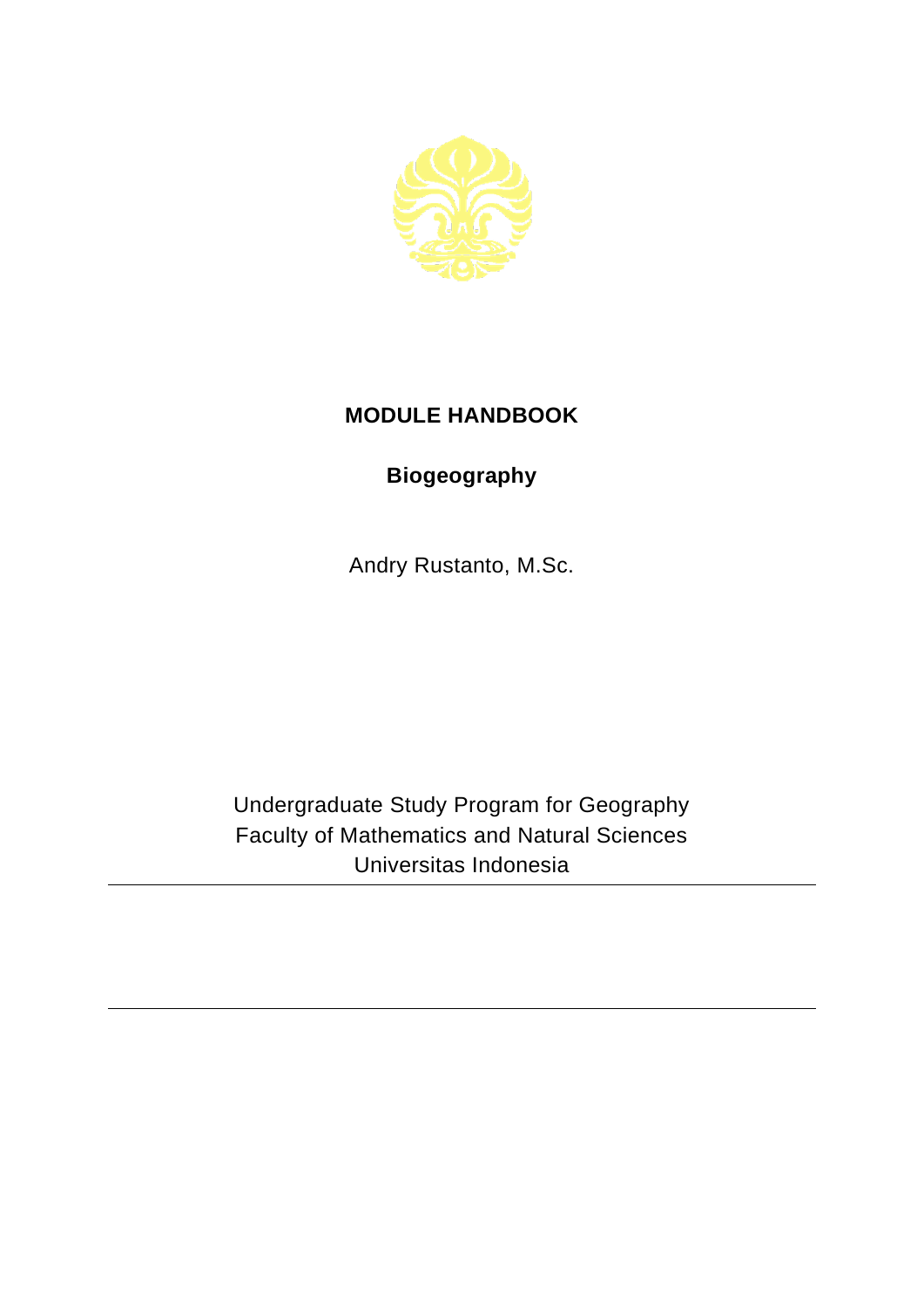# MODULE HANDBOOK

## Biogeography

Andry Rustanto, M.Sc.

Undergraduate Study Program for Geography
Faculty of Mathematics and Natural Sciences
Universitas Indonesia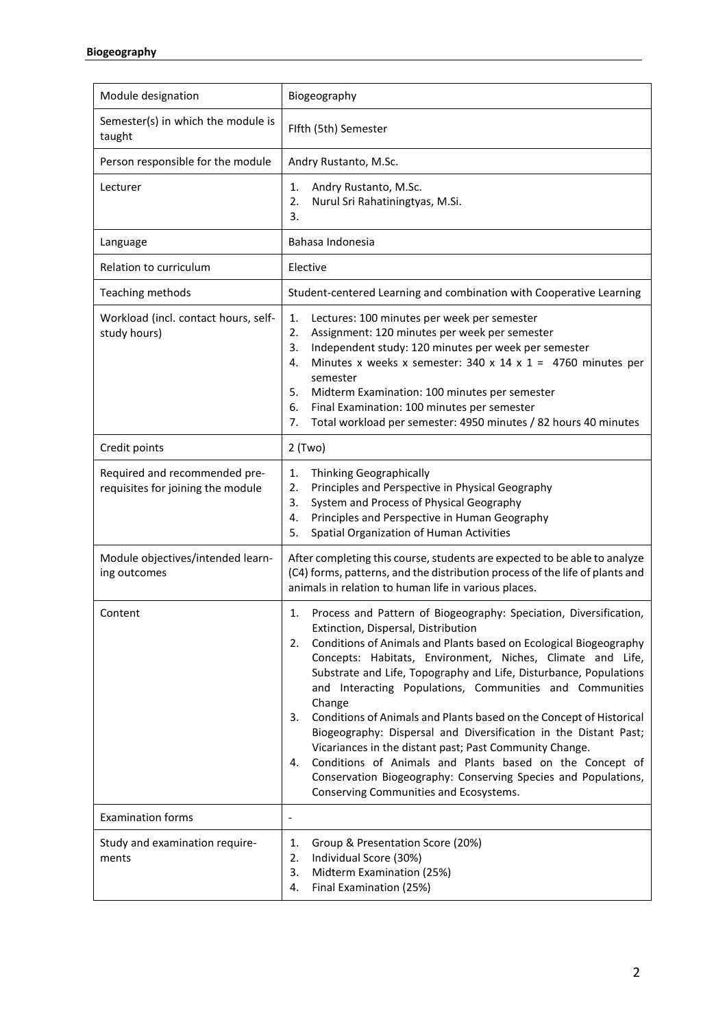**Biogeography**

| Module designation | Biogeography |
|---|---|
| Semester(s) in which the module is taught | FIfth (5th) Semester |
| Person responsible for the module | Andry Rustanto, M.Sc. |
| Lecturer | 1. Andry Rustanto, M.Sc.<br>2. Nurul Sri Rahatiningtyas, M.Si.<br>3. |
| Language | Bahasa Indonesia |
| Relation to curriculum | Elective |
| Teaching methods | Student-centered Learning and combination with Cooperative Learning |
| Workload (incl. contact hours, self-study hours) | 1. Lectures: 100 minutes per week per semester<br>2. Assignment: 120 minutes per week per semester<br>3. Independent study: 120 minutes per week per semester<br>4. Minutes x weeks x semester: 340 x 14 x 1 = 4760 minutes per semester<br>5. Midterm Examination: 100 minutes per semester<br>6. Final Examination: 100 minutes per semester<br>7. Total workload per semester: 4950 minutes / 82 hours 40 minutes |
| Credit points | 2 (Two) |
| Required and recommended pre-requisites for joining the module | 1. Thinking Geographically<br>2. Principles and Perspective in Physical Geography<br>3. System and Process of Physical Geography<br>4. Principles and Perspective in Human Geography<br>5. Spatial Organization of Human Activities |
| Module objectives/intended learning outcomes | After completing this course, students are expected to be able to analyze (C4) forms, patterns, and the distribution process of the life of plants and animals in relation to human life in various places. |
| Content | 1. Process and Pattern of Biogeography: Speciation, Diversification, Extinction, Dispersal, Distribution<br>2. Conditions of Animals and Plants based on Ecological Biogeography Concepts: Habitats, Environment, Niches, Climate and Life, Substrate and Life, Topography and Life, Disturbance, Populations and Interacting Populations, Communities and Communities Change<br>3. Conditions of Animals and Plants based on the Concept of Historical Biogeography: Dispersal and Diversification in the Distant Past; Vicariances in the distant past; Past Community Change.<br>4. Conditions of Animals and Plants based on the Concept of Conservation Biogeography: Conserving Species and Populations, Conserving Communities and Ecosystems. |
| Examination forms | - |
| Study and examination requirements | 1. Group & Presentation Score (20%)<br>2. Individual Score (30%)<br>3. Midterm Examination (25%)<br>4. Final Examination (25%) |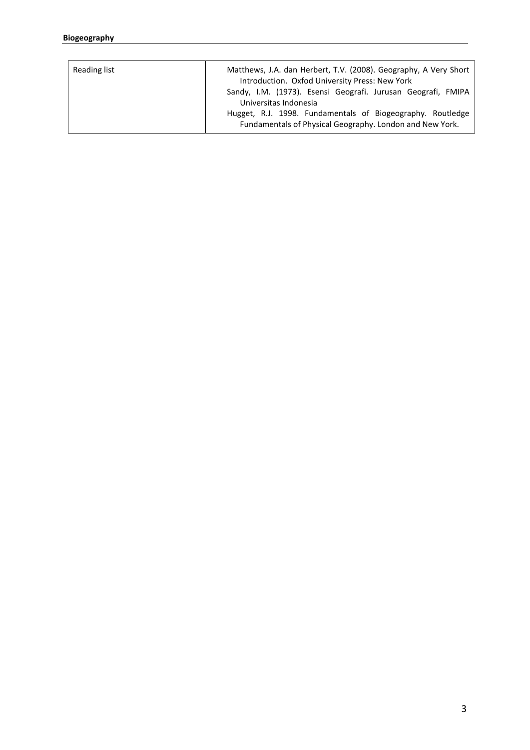| | |
|---|---|
| Reading list | Matthews, J.A. dan Herbert, T.V. (2008). Geography, A Very Short Introduction. Oxfod University Press: New York<br>Sandy, I.M. (1973). Esensi Geografi. Jurusan Geografi, FMIPA Universitas Indonesia<br>Hugget, R.J. 1998. Fundamentals of Biogeography. Routledge Fundamentals of Physical Geography. London and New York. |